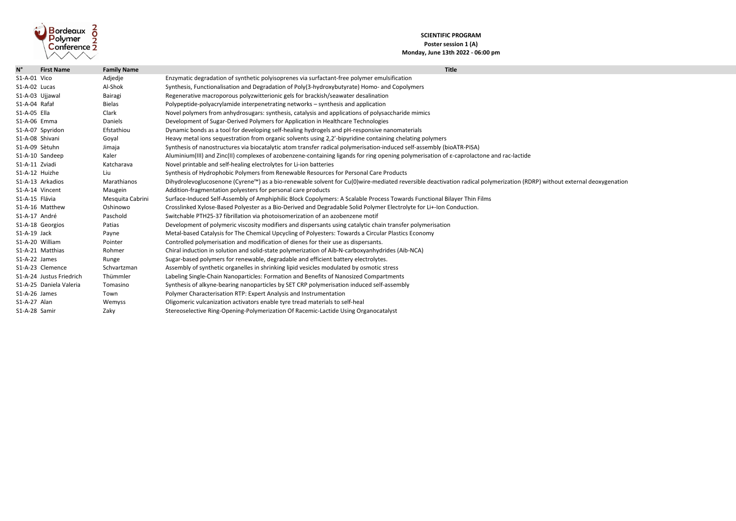**SCIENTIFIC PROGRAM**

**Poster session 1 (A)**

**Monday, June 13th 2022 - 06:00 pm**

| N° | First Name | Family Name | Title |
|---|---|---|---|
| S1-A-01 | Vico | Adjedje | Enzymatic degradation of synthetic polyisoprenes via surfactant-free polymer emulsification |
| S1-A-02 | Lucas | Al-Shok | Synthesis, Functionalisation and Degradation of Poly(3-hydroxybutyrate) Homo- and Copolymers |
| S1-A-03 | Ujjawal | Bairagi | Regenerative macroporous polyzwitterionic gels for brackish/seawater desalination |
| S1-A-04 | Rafał | Bielas | Polypeptide-polyacrylamide interpenetrating networks – synthesis and application |
| S1-A-05 | Ella | Clark | Novel polymers from anhydrosugars: synthesis, catalysis and applications of polysaccharide mimics |
| S1-A-06 | Emma | Daniels | Development of Sugar-Derived Polymers for Application in Healthcare Technologies |
| S1-A-07 | Spyridon | Efstathiou | Dynamic bonds as a tool for developing self-healing hydrogels and pH-responsive nanomaterials |
| S1-A-08 | Shivani | Goyal | Heavy metal ions sequestration from organic solvents using 2,2'-bipyridine containing chelating polymers |
| S1-A-09 | Sètuhn | Jimaja | Synthesis of nanostructures via biocatalytic atom transfer radical polymerisation-induced self-assembly (bioATR-PISA) |
| S1-A-10 | Sandeep | Kaler | Aluminium(III) and Zinc(II) complexes of azobenzene-containing ligands for ring opening polymerisation of ε-caprolactone and rac-lactide |
| S1-A-11 | Zviadi | Katcharava | Novel printable and self-healing electrolytes for Li-ion batteries |
| S1-A-12 | Huizhe | Liu | Synthesis of Hydrophobic Polymers from Renewable Resources for Personal Care Products |
| S1-A-13 | Arkadios | Marathianos | Dihydrolevoglucosenone (Cyrene™) as a bio-renewable solvent for Cu(0)wire-mediated reversible deactivation radical polymerization (RDRP) without external deoxygenation |
| S1-A-14 | Vincent | Maugein | Addition-fragmentation polyesters for personal care products |
| S1-A-15 | Flávia | Mesquita Cabrini | Surface-Induced Self-Assembly of Amphiphilic Block Copolymers: A Scalable Process Towards Functional Bilayer Thin Films |
| S1-A-16 | Matthew | Oshinowo | Crosslinked Xylose-Based Polyester as a Bio-Derived and Degradable Solid Polymer Electrolyte for Li+-Ion Conduction. |
| S1-A-17 | André | Paschold | Switchable PTH25-37 fibrillation via photoisomerization of an azobenzene motif |
| S1-A-18 | Georgios | Patias | Development of polymeric viscosity modifiers and dispersants using catalytic chain transfer polymerisation |
| S1-A-19 | Jack | Payne | Metal-based Catalysis for The Chemical Upcycling of Polyesters: Towards a Circular Plastics Economy |
| S1-A-20 | William | Pointer | Controlled polymerisation and modification of dienes for their use as dispersants. |
| S1-A-21 | Matthias | Rohmer | Chiral induction in solution and solid-state polymerization of Aib-N-carboxyanhydrides (Aib-NCA) |
| S1-A-22 | James | Runge | Sugar-based polymers for renewable, degradable and efficient battery electrolytes. |
| S1-A-23 | Clemence | Schvartzman | Assembly of synthetic organelles in shrinking lipid vesicles modulated by osmotic stress |
| S1-A-24 | Justus Friedrich | Thümmler | Labeling Single-Chain Nanoparticles: Formation and Benefits of Nanosized Compartments |
| S1-A-25 | Daniela Valeria | Tomasino | Synthesis of alkyne-bearing nanoparticles by SET CRP polymerisation induced self-assembly |
| S1-A-26 | James | Town | Polymer Characterisation RTP: Expert Analysis and Instrumentation |
| S1-A-27 | Alan | Wemyss | Oligomeric vulcanization activators enable tyre tread materials to self-heal |
| S1-A-28 | Samir | Zaky | Stereoselective Ring-Opening-Polymerization Of Racemic-Lactide Using Organocatalyst |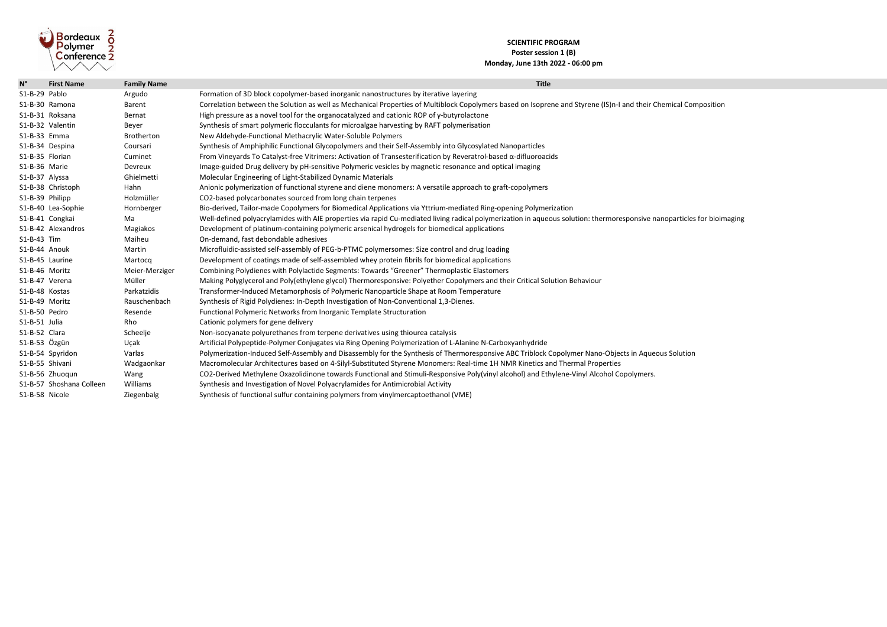**SCIENTIFIC PROGRAM**

**Poster session 1 (B)**

**Monday, June 13th 2022 - 06:00 pm**

| N° | First Name | Family Name | Title |
|---|---|---|---|
| S1-B-29 | Pablo | Argudo | Formation of 3D block copolymer-based inorganic nanostructures by iterative layering |
| S1-B-30 | Ramona | Barent | Correlation between the Solution as well as Mechanical Properties of Multiblock Copolymers based on Isoprene and Styrene (IS)n-I and their Chemical Composition |
| S1-B-31 | Roksana | Bernat | High pressure as a novel tool for the organocatalyzed and cationic ROP of γ-butyrolactone |
| S1-B-32 | Valentin | Beyer | Synthesis of smart polymeric flocculants for microalgae harvesting by RAFT polymerisation |
| S1-B-33 | Emma | Brotherton | New Aldehyde-Functional Methacrylic Water-Soluble Polymers |
| S1-B-34 | Despina | Coursari | Synthesis of Amphiphilic Functional Glycopolymers and their Self-Assembly into Glycosylated Nanoparticles |
| S1-B-35 | Florian | Cuminet | From Vineyards To Catalyst-free Vitrimers: Activation of Transesterification by Reveratrol-based α-difluoroacids |
| S1-B-36 | Marie | Devreux | Image-guided Drug delivery by pH-sensitive Polymeric vesicles by magnetic resonance and optical imaging |
| S1-B-37 | Alyssa | Ghielmetti | Molecular Engineering of Light-Stabilized Dynamic Materials |
| S1-B-38 | Christoph | Hahn | Anionic polymerization of functional styrene and diene monomers: A versatile approach to graft-copolymers |
| S1-B-39 | Philipp | Holzmüller | $CO_2$-based polycarbonates sourced from long chain terpenes |
| S1-B-40 | Lea-Sophie | Hornberger | Bio-derived, Tailor-made Copolymers for Biomedical Applications via Yttrium-mediated Ring-opening Polymerization |
| S1-B-41 | Congkai | Ma | Well-defined polyacrylamides with AIE properties via rapid Cu-mediated living radical polymerization in aqueous solution: thermoresponsive nanoparticles for bioimaging |
| S1-B-42 | Alexandros | Magiakos | Development of platinum-containing polymeric arsenical hydrogels for biomedical applications |
| S1-B-43 | Tim | Maiheu | On-demand, fast debondable adhesives |
| S1-B-44 | Anouk | Martin | Microfluidic-assisted self-assembly of PEG-b-PTMC polymersomes: Size control and drug loading |
| S1-B-45 | Laurine | Martocq | Development of coatings made of self-assembled whey protein fibrils for biomedical applications |
| S1-B-46 | Moritz | Meier-Merziger | Combining Polydienes with Polylactide Segments: Towards "Greener" Thermoplastic Elastomers |
| S1-B-47 | Verena | Müller | Making Polyglycerol and Poly(ethylene glycol) Thermoresponsive: Polyether Copolymers and their Critical Solution Behaviour |
| S1-B-48 | Kostas | Parkatzidis | Transformer-Induced Metamorphosis of Polymeric Nanoparticle Shape at Room Temperature |
| S1-B-49 | Moritz | Rauschenbach | Synthesis of Rigid Polydienes: In-Depth Investigation of Non-Conventional 1,3-Dienes. |
| S1-B-50 | Pedro | Resende | Functional Polymeric Networks from Inorganic Template Structuration |
| S1-B-51 | Julia | Rho | Cationic polymers for gene delivery |
| S1-B-52 | Clara | Scheelje | Non-isocyanate polyurethanes from terpene derivatives using thiourea catalysis |
| S1-B-53 | Özgün | Uçak | Artificial Polypeptide-Polymer Conjugates via Ring Opening Polymerization of L-Alanine N-Carboxyanhydride |
| S1-B-54 | Spyridon | Varlas | Polymerization-Induced Self-Assembly and Disassembly for the Synthesis of Thermoresponsive ABC Triblock Copolymer Nano-Objects in Aqueous Solution |
| S1-B-55 | Shivani | Wadgaonkar | Macromolecular Architectures based on 4-Silyl-Substituted Styrene Monomers: Real-time 1H NMR Kinetics and Thermal Properties |
| S1-B-56 | Zhuoqun | Wang | $CO_2$-Derived Methylene Oxazolidinone towards Functional and Stimuli-Responsive Poly(vinyl alcohol) and Ethylene-Vinyl Alcohol Copolymers. |
| S1-B-57 | Shoshana Colleen | Williams | Synthesis and Investigation of Novel Polyacrylamides for Antimicrobial Activity |
| S1-B-58 | Nicole | Ziegenbalg | Synthesis of functional sulfur containing polymers from vinylmercaptoethanol (VME) |